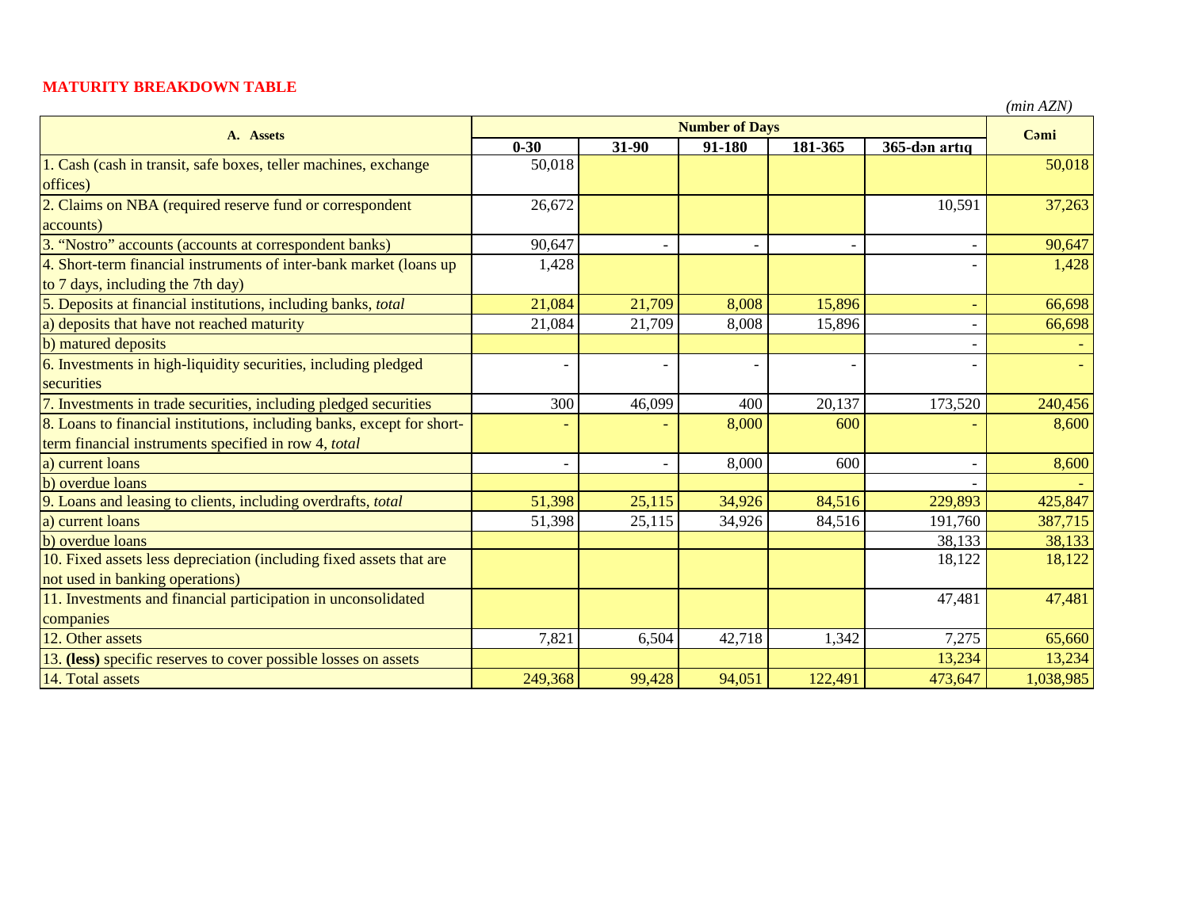**MATURITY BREAKDOWN TABLE**

*(min AZN)*

| A. Assets | Number of Days | | | | | Cəmi |
|---|---|---|---|---|---|---|
| | 0-30 | 31-90 | 91-180 | 181-365 | 365-dən artıq | |
| 1. Cash (cash in transit, safe boxes, teller machines, exchange offices) | 50,018 | | | | | 50,018 |
| 2. Claims on NBA (required reserve fund or correspondent accounts) | 26,672 | | | | 10,591 | 37,263 |
| 3. “Nostro” accounts (accounts at correspondent banks) | 90,647 | - | - | - | - | 90,647 |
| 4. Short-term financial instruments of inter-bank market (loans up to 7 days, including the 7th day) | 1,428 | | | | - | 1,428 |
| 5. Deposits at financial institutions, including banks, *total* | 21,084 | 21,709 | 8,008 | 15,896 | - | 66,698 |
| a) deposits that have not reached maturity | 21,084 | 21,709 | 8,008 | 15,896 | - | 66,698 |
| b) matured deposits | | | | | - | - |
| 6. Investments in high-liquidity securities, including pledged securities | - | - | - | - | - | - |
| 7. Investments in trade securities, including pledged securities | 300 | 46,099 | 400 | 20,137 | 173,520 | 240,456 |
| 8. Loans to financial institutions, including banks, except for short-term financial instruments specified in row 4, *total* | - | - | 8,000 | 600 | - | 8,600 |
| a) current loans | - | - | 8,000 | 600 | - | 8,600 |
| b) overdue loans | | | | | - | - |
| 9. Loans and leasing to clients, including overdrafts, *total* | 51,398 | 25,115 | 34,926 | 84,516 | 229,893 | 425,847 |
| a) current loans | 51,398 | 25,115 | 34,926 | 84,516 | 191,760 | 387,715 |
| b) overdue loans | | | | | 38,133 | 38,133 |
| 10. Fixed assets less depreciation (including fixed assets that are not used in banking operations) | | | | | 18,122 | 18,122 |
| 11. Investments and financial participation in unconsolidated companies | | | | | 47,481 | 47,481 |
| 12. Other assets | 7,821 | 6,504 | 42,718 | 1,342 | 7,275 | 65,660 |
| 13. **(less)** specific reserves to cover possible losses on assets | | | | | 13,234 | 13,234 |
| 14. Total assets | 249,368 | 99,428 | 94,051 | 122,491 | 473,647 | 1,038,985 |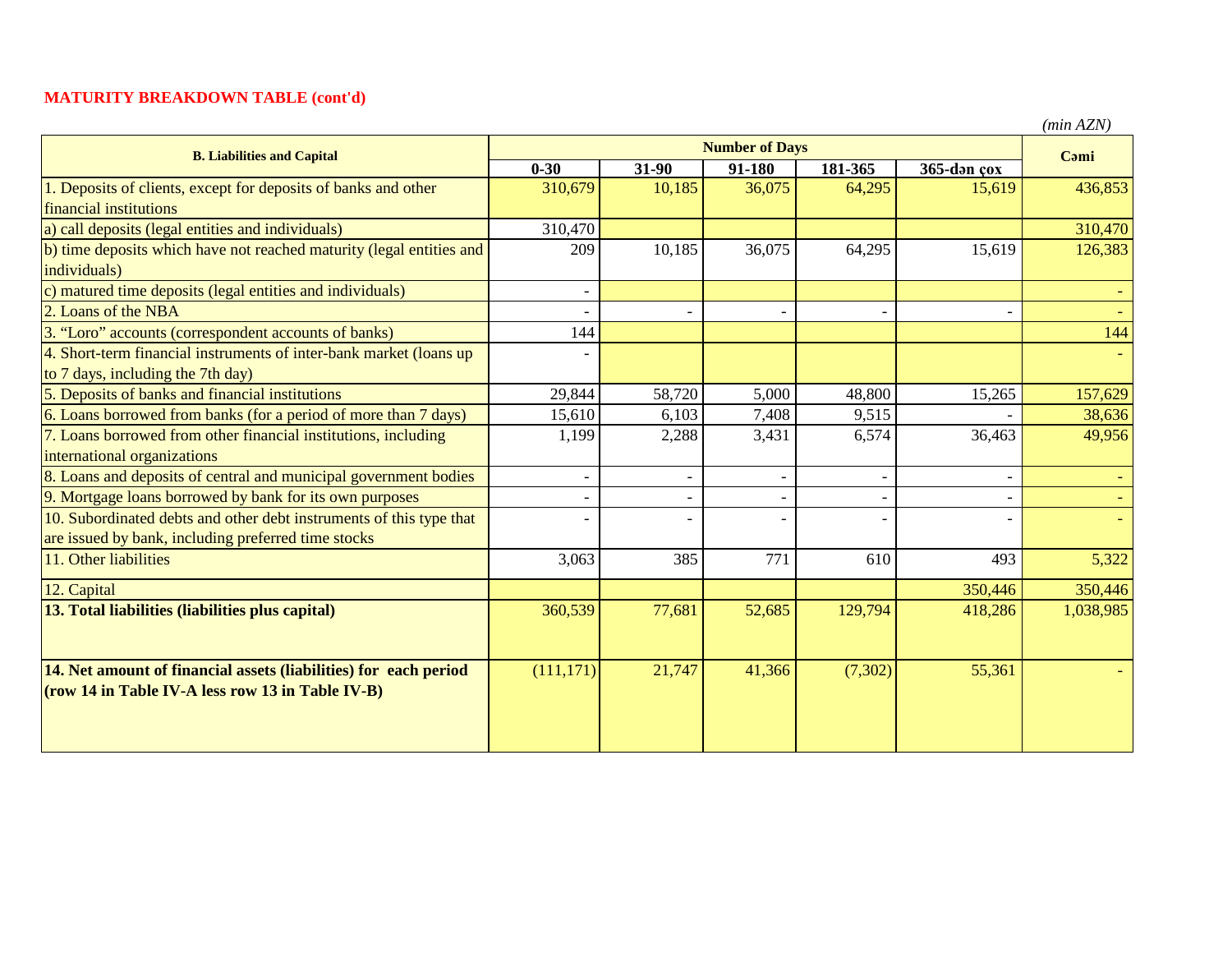**MATURITY BREAKDOWN TABLE (cont'd)**

*(mln AZN)*

| B. Liabilities and Capital | Number of Days | | | | | Cəmi |
|---|---|---|---|---|---|---|
| | 0-30 | 31-90 | 91-180 | 181-365 | 365-dən çox | |
| 1. Deposits of clients, except for deposits of banks and other financial institutions | 310,679 | 10,185 | 36,075 | 64,295 | 15,619 | 436,853 |
| a) call deposits (legal entities and individuals) | 310,470 | | | | | 310,470 |
| b) time deposits which have not reached maturity (legal entities and individuals) | 209 | 10,185 | 36,075 | 64,295 | 15,619 | 126,383 |
| c) matured time deposits (legal entities and individuals) | - | | | | | - |
| 2. Loans of the NBA | - | - | - | - | - | - |
| 3. "Loro" accounts (correspondent accounts of banks) | 144 | | | | | 144 |
| 4. Short-term financial instruments of inter-bank market (loans up to 7 days, including the 7th day) | - | | | | | - |
| 5. Deposits of banks and financial institutions | 29,844 | 58,720 | 5,000 | 48,800 | 15,265 | 157,629 |
| 6. Loans borrowed from banks (for a period of more than 7 days) | 15,610 | 6,103 | 7,408 | 9,515 | - | 38,636 |
| 7. Loans borrowed from other financial institutions, including international organizations | 1,199 | 2,288 | 3,431 | 6,574 | 36,463 | 49,956 |
| 8. Loans and deposits of central and municipal government bodies | - | - | - | - | - | - |
| 9. Mortgage loans borrowed by bank for its own purposes | - | - | - | - | - | - |
| 10. Subordinated debts and other debt instruments of this type that are issued by bank, including preferred time stocks | - | - | - | - | - | - |
| 11. Other liabilities | 3,063 | 385 | 771 | 610 | 493 | 5,322 |
| 12. Capital | | | | | 350,446 | 350,446 |
| **13. Total liabilities (liabilities plus capital)** | 360,539 | 77,681 | 52,685 | 129,794 | 418,286 | 1,038,985 |
| **14. Net amount of financial assets (liabilities) for each period (row 14 in Table IV-A less row 13 in Table IV-B)** | (111,171) | 21,747 | 41,366 | (7,302) | 55,361 | - |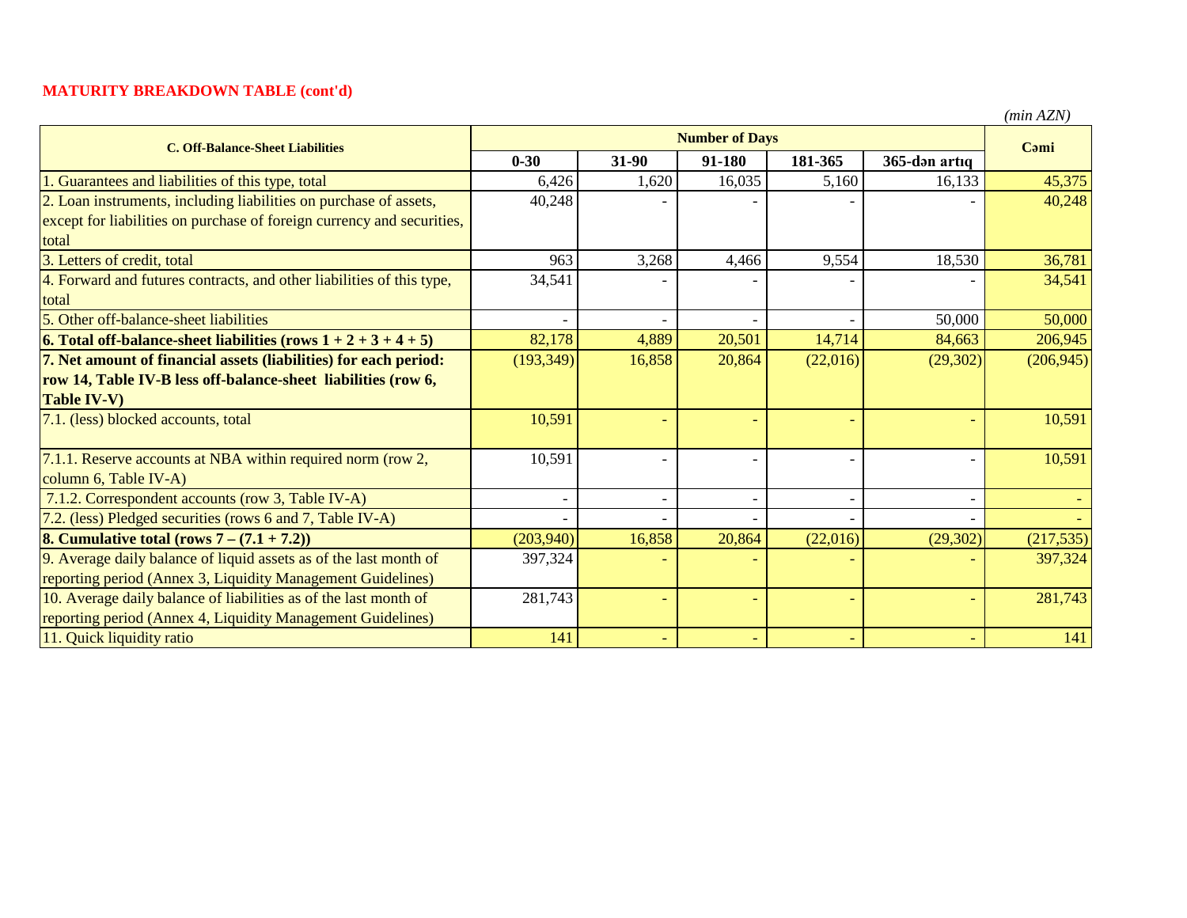**MATURITY BREAKDOWN TABLE (cont'd)**

*(min AZN)*

| C. Off-Balance-Sheet Liabilities | Number of Days | | | | | Cəmi |
|---|---|---|---|---|---|---|
| | 0-30 | 31-90 | 91-180 | 181-365 | 365-dən artıq | |
| 1. Guarantees and liabilities of this type, total | 6,426 | 1,620 | 16,035 | 5,160 | 16,133 | 45,375 |
| 2. Loan instruments, including liabilities on purchase of assets, except for liabilities on purchase of foreign currency and securities, total | 40,248 | - | - | - | - | 40,248 |
| 3. Letters of credit, total | 963 | 3,268 | 4,466 | 9,554 | 18,530 | 36,781 |
| 4. Forward and futures contracts, and other liabilities of this type, total | 34,541 | - | - | - | - | 34,541 |
| 5. Other off-balance-sheet liabilities | - | - | - | - | 50,000 | 50,000 |
| **6. Total off-balance-sheet liabilities (rows 1 + 2 + 3 + 4 + 5)** | 82,178 | 4,889 | 20,501 | 14,714 | 84,663 | 206,945 |
| **7. Net amount of financial assets (liabilities) for each period: row 14, Table IV-B less off-balance-sheet liabilities (row 6, Table IV-V)** | (193,349) | 16,858 | 20,864 | (22,016) | (29,302) | (206,945) |
| 7.1. (less) blocked accounts, total | 10,591 | - | - | - | - | 10,591 |
| 7.1.1. Reserve accounts at NBA within required norm (row 2, column 6, Table IV-A) | 10,591 | - | - | - | - | 10,591 |
| 7.1.2. Correspondent accounts (row 3, Table IV-A) | - | - | - | - | - | - |
| 7.2. (less) Pledged securities (rows 6 and 7, Table IV-A) | - | - | - | - | - | - |
| **8. Cumulative total (rows 7 – (7.1 + 7.2))** | (203,940) | 16,858 | 20,864 | (22,016) | (29,302) | (217,535) |
| 9. Average daily balance of liquid assets as of the last month of reporting period (Annex 3, Liquidity Management Guidelines) | 397,324 | - | - | - | - | 397,324 |
| 10. Average daily balance of liabilities as of the last month of reporting period (Annex 4, Liquidity Management Guidelines) | 281,743 | - | - | - | - | 281,743 |
| 11. Quick liquidity ratio | 141 | - | - | - | - | 141 |